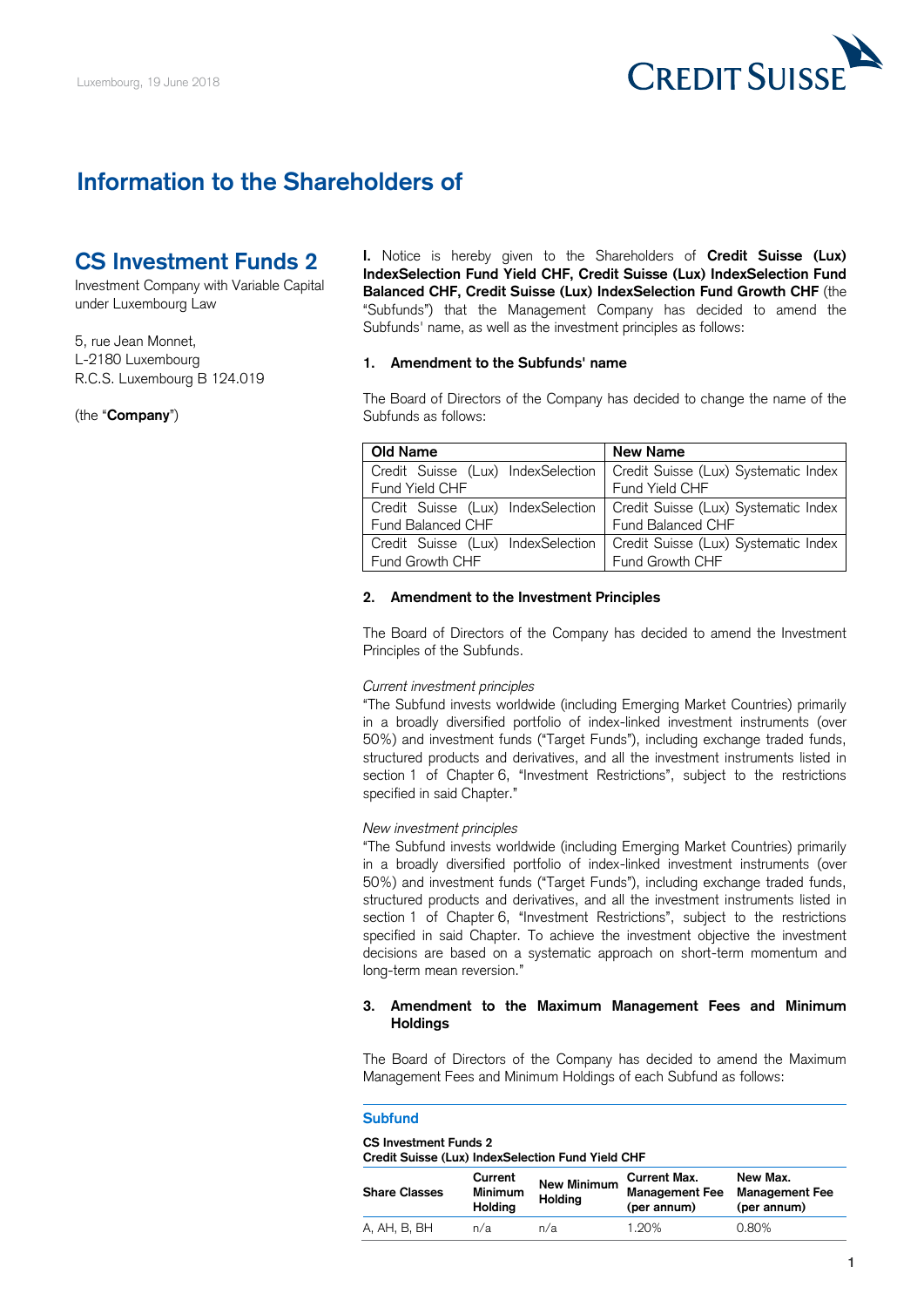Luxembourg, 19 June 2018

# Information to the Shareholders of

## CS Investment Funds 2

Investment Company with Variable Capital under Luxembourg Law

5, rue Jean Monnet,
L-2180 Luxembourg
R.C.S. Luxembourg B 124.019

(the "**Company**")

**I.** Notice is hereby given to the Shareholders of **Credit Suisse (Lux) IndexSelection Fund Yield CHF, Credit Suisse (Lux) IndexSelection Fund Balanced CHF, Credit Suisse (Lux) IndexSelection Fund Growth CHF** (the "Subfunds") that the Management Company has decided to amend the Subfunds' name, as well as the investment principles as follows:

### 1. Amendment to the Subfunds' name

The Board of Directors of the Company has decided to change the name of the Subfunds as follows:

| Old Name | New Name |
|---|---|
| Credit Suisse (Lux) IndexSelection Fund Yield CHF | Credit Suisse (Lux) Systematic Index Fund Yield CHF |
| Credit Suisse (Lux) IndexSelection Fund Balanced CHF | Credit Suisse (Lux) Systematic Index Fund Balanced CHF |
| Credit Suisse (Lux) IndexSelection Fund Growth CHF | Credit Suisse (Lux) Systematic Index Fund Growth CHF |

### 2. Amendment to the Investment Principles

The Board of Directors of the Company has decided to amend the Investment Principles of the Subfunds.

*Current investment principles*
"The Subfund invests worldwide (including Emerging Market Countries) primarily in a broadly diversified portfolio of index-linked investment instruments (over 50%) and investment funds ("Target Funds"), including exchange traded funds, structured products and derivatives, and all the investment instruments listed in section 1 of Chapter 6, "Investment Restrictions", subject to the restrictions specified in said Chapter."

*New investment principles*
"The Subfund invests worldwide (including Emerging Market Countries) primarily in a broadly diversified portfolio of index-linked investment instruments (over 50%) and investment funds ("Target Funds"), including exchange traded funds, structured products and derivatives, and all the investment instruments listed in section 1 of Chapter 6, "Investment Restrictions", subject to the restrictions specified in said Chapter. To achieve the investment objective the investment decisions are based on a systematic approach on short-term momentum and long-term mean reversion."

### 3. Amendment to the Maximum Management Fees and Minimum Holdings

The Board of Directors of the Company has decided to amend the Maximum Management Fees and Minimum Holdings of each Subfund as follows:

**Subfund**

**CS Investment Funds 2**
**Credit Suisse (Lux) IndexSelection Fund Yield CHF**

| Share Classes | Current Minimum Holding | New Minimum Holding | Current Max. Management Fee (per annum) | New Max. Management Fee (per annum) |
|---|---|---|---|---|
| A, AH, B, BH | n/a | n/a | 1.20% | 0.80% |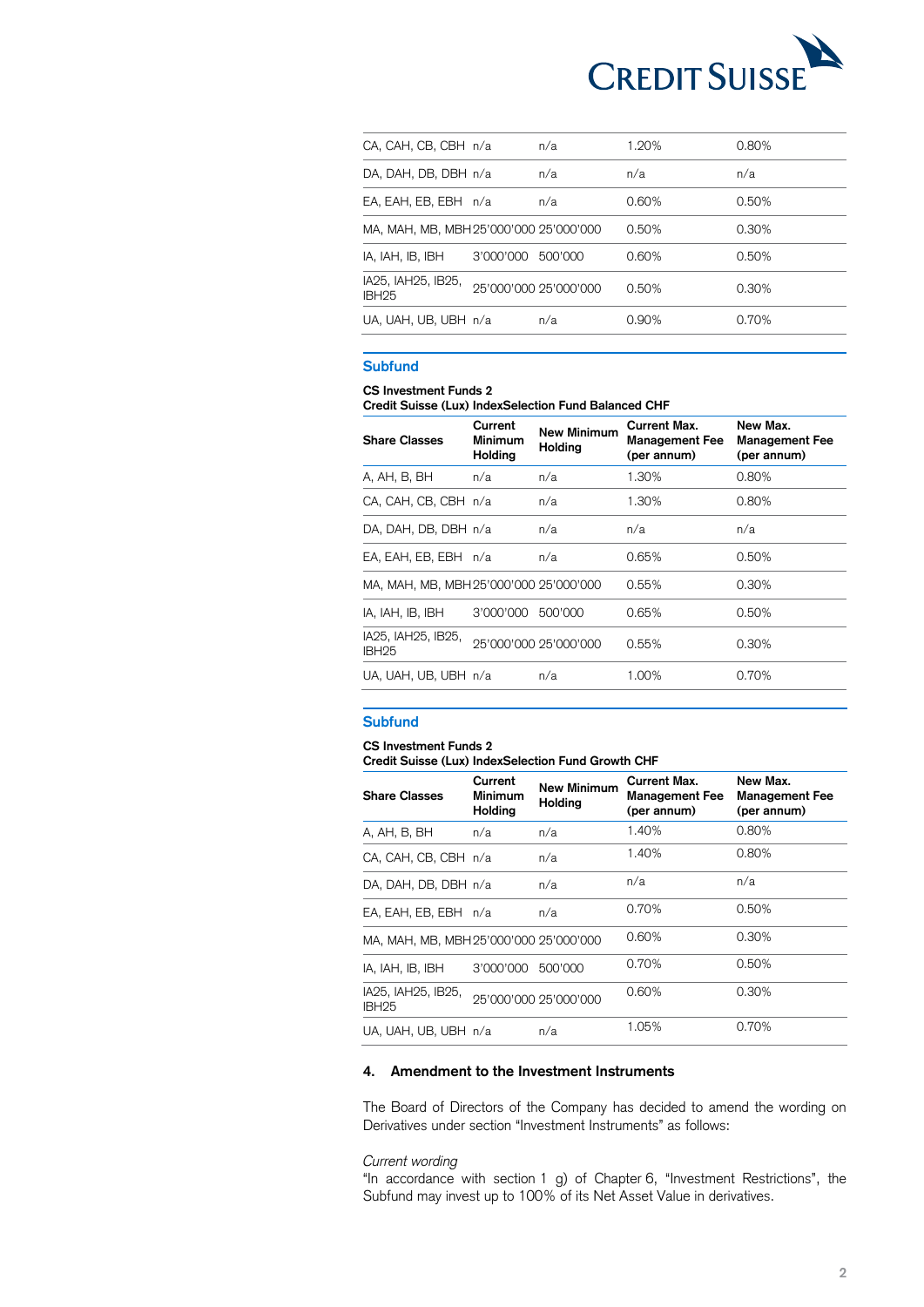| | | | | |
|---|---|---|---|---|
| CA, CAH, CB, CBH | n/a | n/a | 1.20% | 0.80% |
| DA, DAH, DB, DBH | n/a | n/a | n/a | n/a |
| EA, EAH, EB, EBH | n/a | n/a | 0.60% | 0.50% |
| MA, MAH, MB, MBH | 25'000'000 | 25'000'000 | 0.50% | 0.30% |
| IA, IAH, IB, IBH | 3'000'000 | 500'000 | 0.60% | 0.50% |
| IA25, IAH25, IB25, IBH25 | 25'000'000 | 25'000'000 | 0.50% | 0.30% |
| UA, UAH, UB, UBH | n/a | n/a | 0.90% | 0.70% |

### Subfund

**CS Investment Funds 2**
**Credit Suisse (Lux) IndexSelection Fund Balanced CHF**

| Share Classes | Current Minimum Holding | New Minimum Holding | Current Max. Management Fee (per annum) | New Max. Management Fee (per annum) |
|---|---|---|---|---|
| A, AH, B, BH | n/a | n/a | 1.30% | 0.80% |
| CA, CAH, CB, CBH | n/a | n/a | 1.30% | 0.80% |
| DA, DAH, DB, DBH | n/a | n/a | n/a | n/a |
| EA, EAH, EB, EBH | n/a | n/a | 0.65% | 0.50% |
| MA, MAH, MB, MBH | 25'000'000 | 25'000'000 | 0.55% | 0.30% |
| IA, IAH, IB, IBH | 3'000'000 | 500'000 | 0.65% | 0.50% |
| IA25, IAH25, IB25, IBH25 | 25'000'000 | 25'000'000 | 0.55% | 0.30% |
| UA, UAH, UB, UBH | n/a | n/a | 1.00% | 0.70% |

### Subfund

**CS Investment Funds 2**
**Credit Suisse (Lux) IndexSelection Fund Growth CHF**

| Share Classes | Current Minimum Holding | New Minimum Holding | Current Max. Management Fee (per annum) | New Max. Management Fee (per annum) |
|---|---|---|---|---|
| A, AH, B, BH | n/a | n/a | 1.40% | 0.80% |
| CA, CAH, CB, CBH | n/a | n/a | 1.40% | 0.80% |
| DA, DAH, DB, DBH | n/a | n/a | n/a | n/a |
| EA, EAH, EB, EBH | n/a | n/a | 0.70% | 0.50% |
| MA, MAH, MB, MBH | 25'000'000 | 25'000'000 | 0.60% | 0.30% |
| IA, IAH, IB, IBH | 3'000'000 | 500'000 | 0.70% | 0.50% |
| IA25, IAH25, IB25, IBH25 | 25'000'000 | 25'000'000 | 0.60% | 0.30% |
| UA, UAH, UB, UBH | n/a | n/a | 1.05% | 0.70% |

## 4. Amendment to the Investment Instruments

The Board of Directors of the Company has decided to amend the wording on Derivatives under section "Investment Instruments" as follows:

*Current wording*
"In accordance with section 1 g) of Chapter 6, "Investment Restrictions", the Subfund may invest up to 100% of its Net Asset Value in derivatives.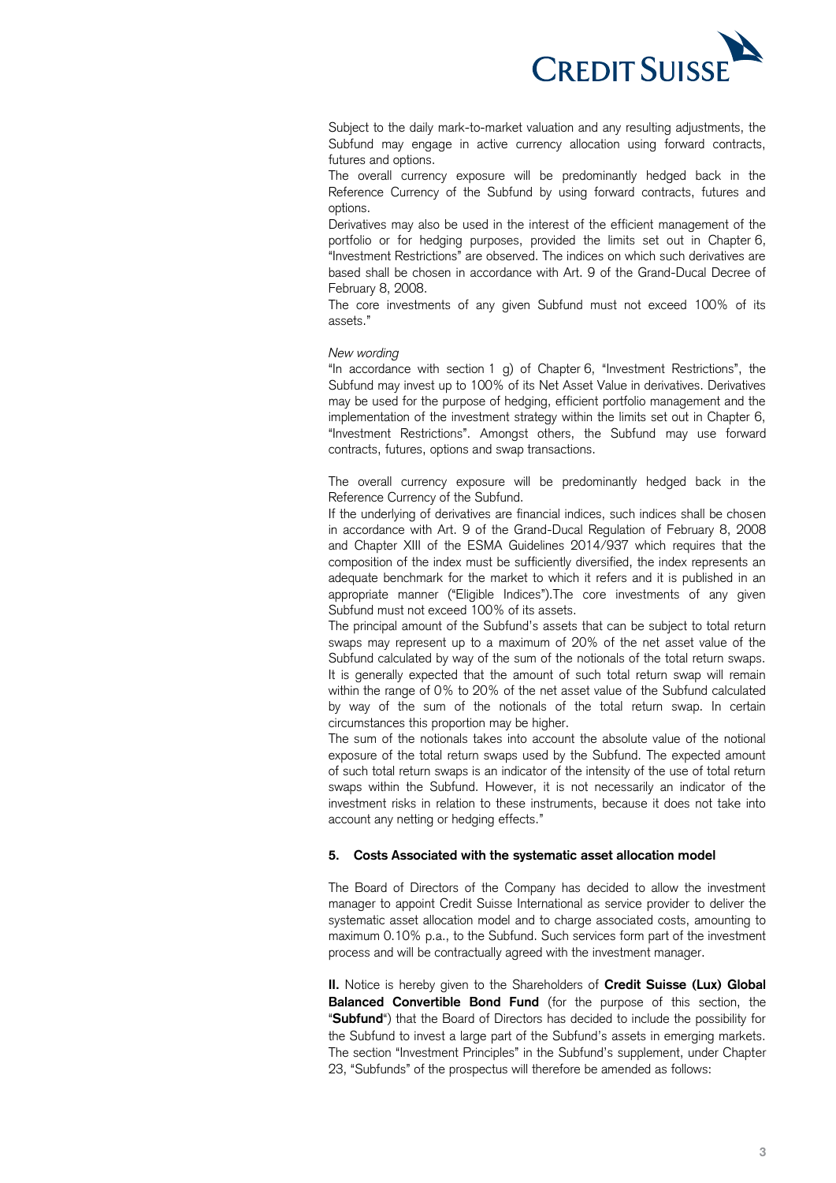Subject to the daily mark-to-market valuation and any resulting adjustments, the Subfund may engage in active currency allocation using forward contracts, futures and options.
The overall currency exposure will be predominantly hedged back in the Reference Currency of the Subfund by using forward contracts, futures and options.
Derivatives may also be used in the interest of the efficient management of the portfolio or for hedging purposes, provided the limits set out in Chapter 6, "Investment Restrictions" are observed. The indices on which such derivatives are based shall be chosen in accordance with Art. 9 of the Grand-Ducal Decree of February 8, 2008.
The core investments of any given Subfund must not exceed 100% of its assets."

*New wording*
"In accordance with section 1 g) of Chapter 6, "Investment Restrictions", the Subfund may invest up to 100% of its Net Asset Value in derivatives. Derivatives may be used for the purpose of hedging, efficient portfolio management and the implementation of the investment strategy within the limits set out in Chapter 6, "Investment Restrictions". Amongst others, the Subfund may use forward contracts, futures, options and swap transactions.

The overall currency exposure will be predominantly hedged back in the Reference Currency of the Subfund.
If the underlying of derivatives are financial indices, such indices shall be chosen in accordance with Art. 9 of the Grand-Ducal Regulation of February 8, 2008 and Chapter XIII of the ESMA Guidelines 2014/937 which requires that the composition of the index must be sufficiently diversified, the index represents an adequate benchmark for the market to which it refers and it is published in an appropriate manner ("Eligible Indices").The core investments of any given Subfund must not exceed 100% of its assets.
The principal amount of the Subfund's assets that can be subject to total return swaps may represent up to a maximum of 20% of the net asset value of the Subfund calculated by way of the sum of the notionals of the total return swaps. It is generally expected that the amount of such total return swap will remain within the range of 0% to 20% of the net asset value of the Subfund calculated by way of the sum of the notionals of the total return swap. In certain circumstances this proportion may be higher.
The sum of the notionals takes into account the absolute value of the notional exposure of the total return swaps used by the Subfund. The expected amount of such total return swaps is an indicator of the intensity of the use of total return swaps within the Subfund. However, it is not necessarily an indicator of the investment risks in relation to these instruments, because it does not take into account any netting or hedging effects."

**5. Costs Associated with the systematic asset allocation model**

The Board of Directors of the Company has decided to allow the investment manager to appoint Credit Suisse International as service provider to deliver the systematic asset allocation model and to charge associated costs, amounting to maximum 0.10% p.a., to the Subfund. Such services form part of the investment process and will be contractually agreed with the investment manager.

**II.** Notice is hereby given to the Shareholders of **Credit Suisse (Lux) Global Balanced Convertible Bond Fund** (for the purpose of this section, the "**Subfund**") that the Board of Directors has decided to include the possibility for the Subfund to invest a large part of the Subfund's assets in emerging markets. The section "Investment Principles" in the Subfund's supplement, under Chapter 23, "Subfunds" of the prospectus will therefore be amended as follows: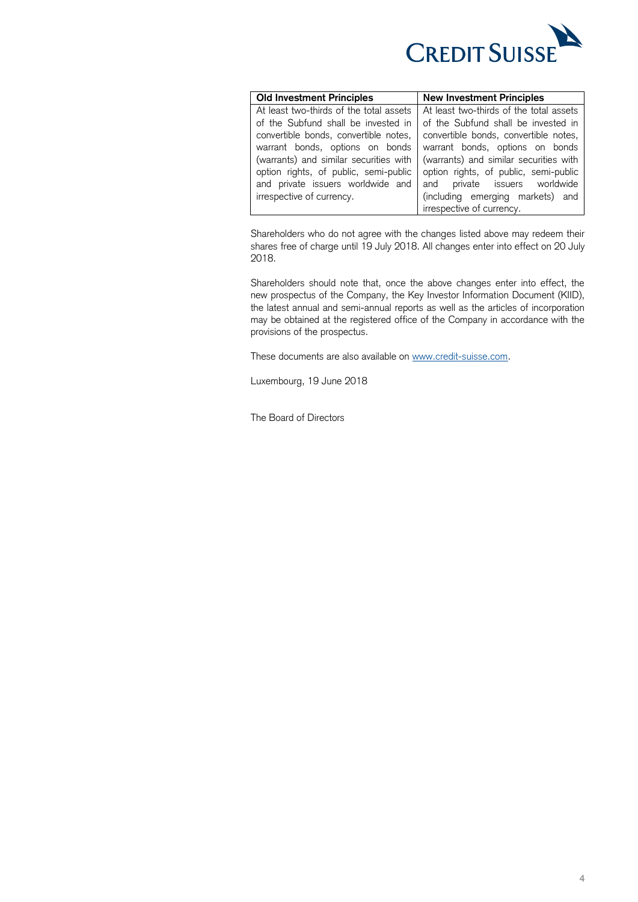| Old Investment Principles | New Investment Principles |
| --- | --- |
| At least two-thirds of the total assets of the Subfund shall be invested in convertible bonds, convertible notes, warrant bonds, options on bonds (warrants) and similar securities with option rights, of public, semi-public and private issuers worldwide and irrespective of currency. | At least two-thirds of the total assets of the Subfund shall be invested in convertible bonds, convertible notes, warrant bonds, options on bonds (warrants) and similar securities with option rights, of public, semi-public and private issuers worldwide (including emerging markets) and irrespective of currency. |

Shareholders who do not agree with the changes listed above may redeem their shares free of charge until 19 July 2018. All changes enter into effect on 20 July 2018.

Shareholders should note that, once the above changes enter into effect, the new prospectus of the Company, the Key Investor Information Document (KIID), the latest annual and semi-annual reports as well as the articles of incorporation may be obtained at the registered office of the Company in accordance with the provisions of the prospectus.

These documents are also available on www.credit-suisse.com.

Luxembourg, 19 June 2018

The Board of Directors